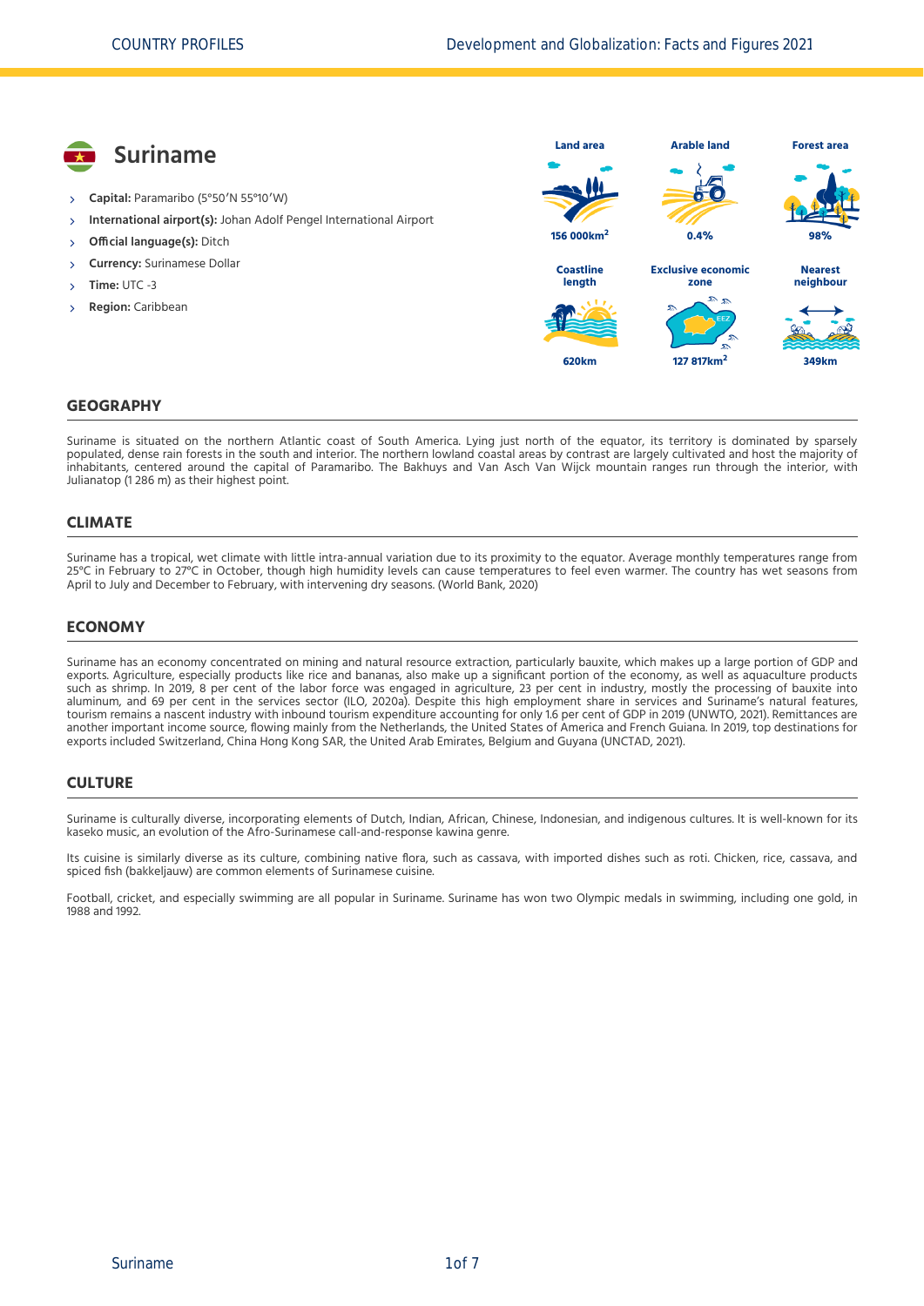# Suriname

- **Capital:** Paramaribo (5°50′N 55°10′W)
- **International airport(s):** Johan Adolf Pengel International Airport
- **Official language(s):** Ditch
- **Currency:** Surinamese Dollar
- **Time:** UTC -3
- **Region:** Caribbean

| Land area | Arable land | Forest area |
| --- | --- | --- |
| 156 000km$^2$ | 0.4% | 98% |

| Coastline length | Exclusive economic zone | Nearest neighbour |
| --- | --- | --- |
| 620km | 127 817km$^2$ | 349km |

## GEOGRAPHY

Suriname is situated on the northern Atlantic coast of South America. Lying just north of the equator, its territory is dominated by sparsely populated, dense rain forests in the south and interior. The northern lowland coastal areas by contrast are largely cultivated and host the majority of inhabitants, centered around the capital of Paramaribo. The Bakhuys and Van Asch Van Wijck mountain ranges run through the interior, with Julianatop (1 286 m) as their highest point.

## CLIMATE

Suriname has a tropical, wet climate with little intra-annual variation due to its proximity to the equator. Average monthly temperatures range from 25°C in February to 27°C in October, though high humidity levels can cause temperatures to feel even warmer. The country has wet seasons from April to July and December to February, with intervening dry seasons. (World Bank, 2020)

## ECONOMY

Suriname has an economy concentrated on mining and natural resource extraction, particularly bauxite, which makes up a large portion of GDP and exports. Agriculture, especially products like rice and bananas, also make up a significant portion of the economy, as well as aquaculture products such as shrimp. In 2019, 8 per cent of the labor force was engaged in agriculture, 23 per cent in industry, mostly the processing of bauxite into aluminum, and 69 per cent in the services sector (ILO, 2020a). Despite this high employment share in services and Suriname's natural features, tourism remains a nascent industry with inbound tourism expenditure accounting for only 1.6 per cent of GDP in 2019 (UNWTO, 2021). Remittances are another important income source, flowing mainly from the Netherlands, the United States of America and French Guiana. In 2019, top destinations for exports included Switzerland, China Hong Kong SAR, the United Arab Emirates, Belgium and Guyana (UNCTAD, 2021).

## CULTURE

Suriname is culturally diverse, incorporating elements of Dutch, Indian, African, Chinese, Indonesian, and indigenous cultures. It is well-known for its kaseko music, an evolution of the Afro-Surinamese call-and-response kawina genre.

Its cuisine is similarly diverse as its culture, combining native flora, such as cassava, with imported dishes such as roti. Chicken, rice, cassava, and spiced fish (bakkeljauw) are common elements of Surinamese cuisine.

Football, cricket, and especially swimming are all popular in Suriname. Suriname has won two Olympic medals in swimming, including one gold, in 1988 and 1992.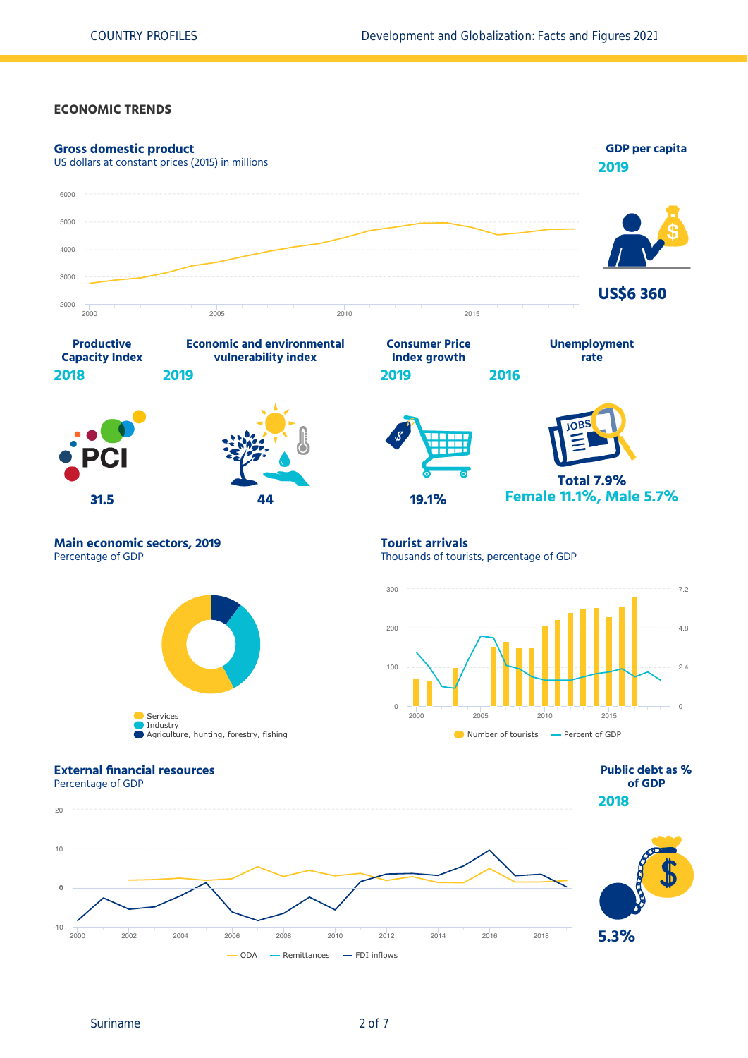## ECONOMIC TRENDS

### Gross domestic product

US dollars at constant prices (2015) in millions

### GDP per capita

2019

US$6 360

### Productive Capacity Index

2018

31.5

### Economic and environmental vulnerability index

2019

44

### Consumer Price Index growth

2019

19.1%

### Unemployment rate

2016

Total 7.9%
Female 11.1%, Male 5.7%

### Main economic sectors, 2019

Percentage of GDP

- Services
- Industry
- Agriculture, hunting, forestry, fishing

### Tourist arrivals

Thousands of tourists, percentage of GDP

- Number of tourists
- Percent of GDP

### External financial resources

Percentage of GDP

- ODA
- Remittances
- FDI inflows

### Public debt as % of GDP

2018

5.3%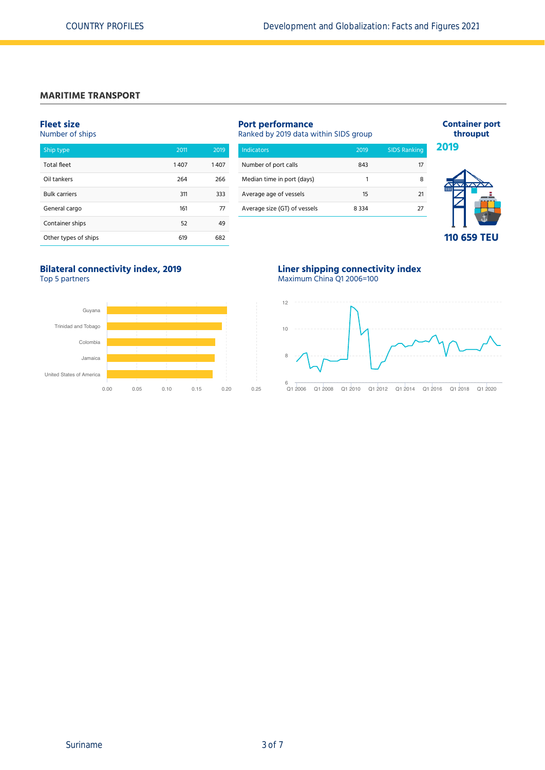## MARITIME TRANSPORT

### Fleet size

Number of ships

| Ship type | 2011 | 2019 |
|---|---|---|
| Total fleet | 1 407 | 1 407 |
| Oil tankers | 264 | 266 |
| Bulk carriers | 311 | 333 |
| General cargo | 161 | 77 |
| Container ships | 52 | 49 |
| Other types of ships | 619 | 682 |

### Port performance

Ranked by 2019 data within SIDS group

| Indicators | 2019 | SIDS Ranking |
|---|---|---|
| Number of port calls | 843 | 17 |
| Median time in port (days) | 1 | 8 |
| Average age of vessels | 15 | 21 |
| Average size (GT) of vessels | 8 334 | 27 |

### Container port throuput

**2019**

**110 659 TEU**

### Bilateral connectivity index, 2019

Top 5 partners

Guyana
Trinidad and Tobago
Colombia
Jamaica
United States of America

0.00 0.05 0.10 0.15 0.20 0.25

### Liner shipping connectivity index

Maximum China Q1 2006=100

12
10
8
6

Q1 2006 Q1 2008 Q1 2010 Q1 2012 Q1 2014 Q1 2016 Q1 2018 Q1 2020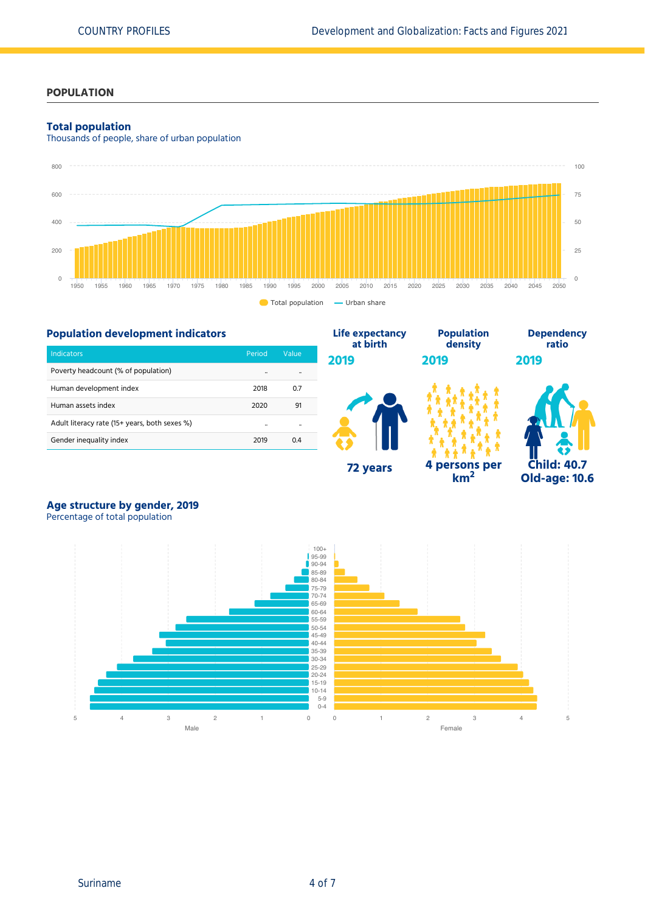## POPULATION

### Total population

Thousands of people, share of urban population

Total population — Urban share

### Population development indicators

| Indicators | Period | Value |
|---|---|---|
| Poverty headcount (% of population) | .. | .. |
| Human development index | 2018 | 0.7 |
| Human assets index | 2020 | 91 |
| Adult literacy rate (15+ years, both sexes %) | .. | .. |
| Gender inequality index | 2019 | 0.4 |

**Life expectancy at birth**

**2019**

**72 years**

**Population density**

**2019**

**4 persons per km$^2$**

**Dependency ratio**

**2019**

**Child: 40.7**
**Old-age: 10.6**

### Age structure by gender, 2019

Percentage of total population

Male — Female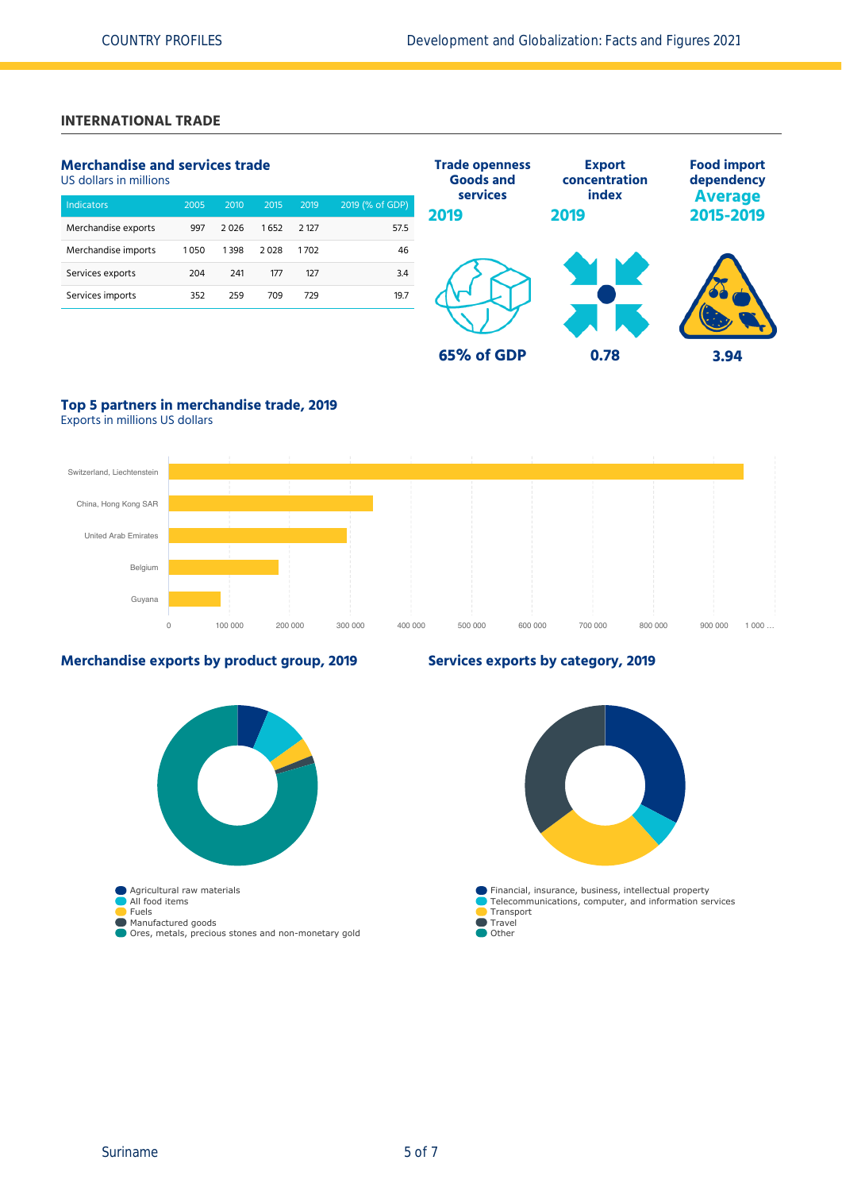## INTERNATIONAL TRADE

### Merchandise and services trade

US dollars in millions

| Indicators | 2005 | 2010 | 2015 | 2019 | 2019 (% of GDP) |
|---|---|---|---|---|---|
| Merchandise exports | 997 | 2 026 | 1 652 | 2 127 | 57.5 |
| Merchandise imports | 1 050 | 1 398 | 2 028 | 1 702 | 46 |
| Services exports | 204 | 241 | 177 | 127 | 3.4 |
| Services imports | 352 | 259 | 709 | 729 | 19.7 |

**Trade openness Goods and services 2019**

65% of GDP

**Export concentration index 2019**

0.78

**Food import dependency Average 2015-2019**

3.94

### Top 5 partners in merchandise trade, 2019

Exports in millions US dollars

Switzerland, Liechtenstein
China, Hong Kong SAR
United Arab Emirates
Belgium
Guyana

0 | 100 000 | 200 000 | 300 000 | 400 000 | 500 000 | 600 000 | 700 000 | 800 000 | 900 000 | 1 000 ...

### Merchandise exports by product group, 2019

- Agricultural raw materials
- All food items
- Fuels
- Manufactured goods
- Ores, metals, precious stones and non-monetary gold

### Services exports by category, 2019

- Financial, insurance, business, intellectual property
- Telecommunications, computer, and information services
- Transport
- Travel
- Other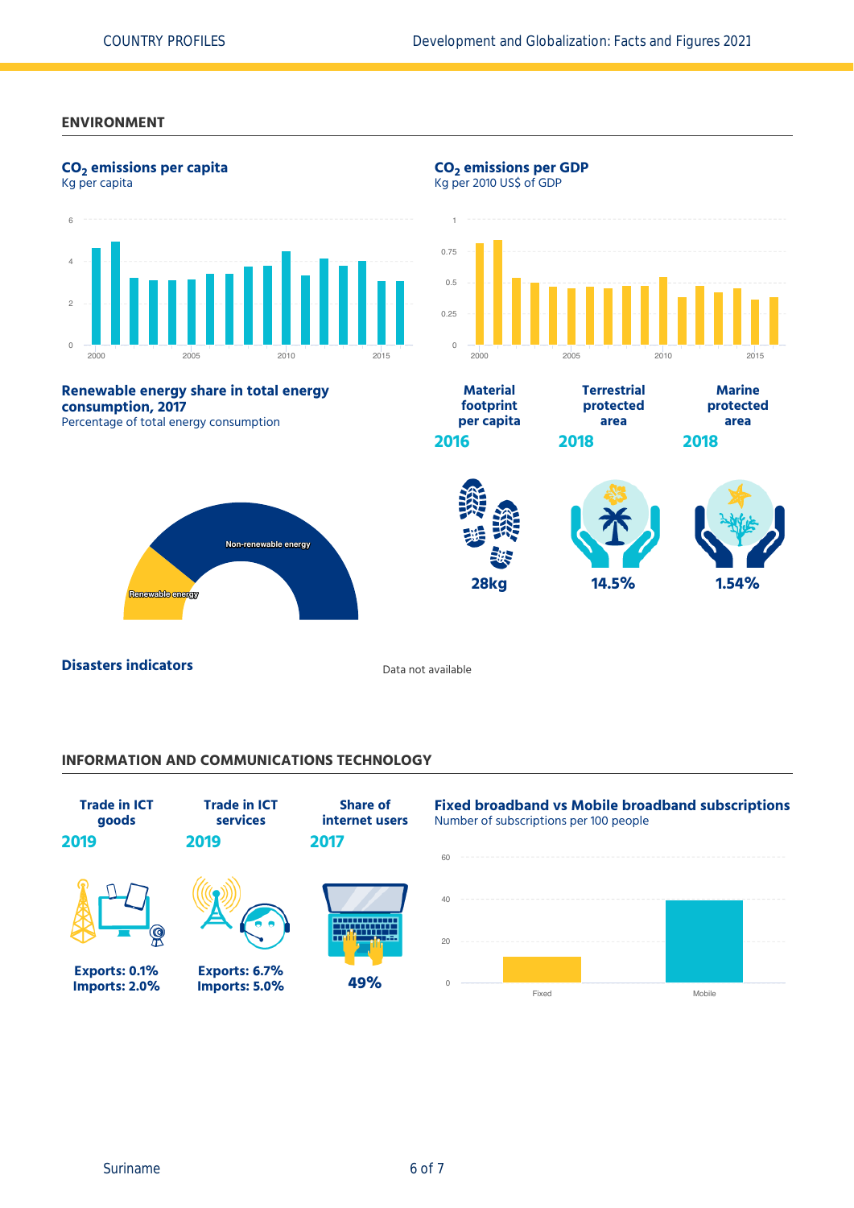## ENVIRONMENT

### $CO_2$ emissions per capita

Kg per capita

### $CO_2$ emissions per GDP

Kg per 2010 US$ of GDP

### Renewable energy share in total energy consumption, 2017

Percentage of total energy consumption

Non-renewable energy

Renewable energy

**Material footprint per capita**
**2016**
**28kg**

**Terrestrial protected area**
**2018**
**14.5%**

**Marine protected area**
**2018**
**1.54%**

### Disasters indicators

Data not available

## INFORMATION AND COMMUNICATIONS TECHNOLOGY

**Trade in ICT goods**
**2019**
**Exports: 0.1%**
**Imports: 2.0%**

**Trade in ICT services**
**2019**
**Exports: 6.7%**
**Imports: 5.0%**

**Share of internet users**
**2017**
**49%**

### Fixed broadband vs Mobile broadband subscriptions

Number of subscriptions per 100 people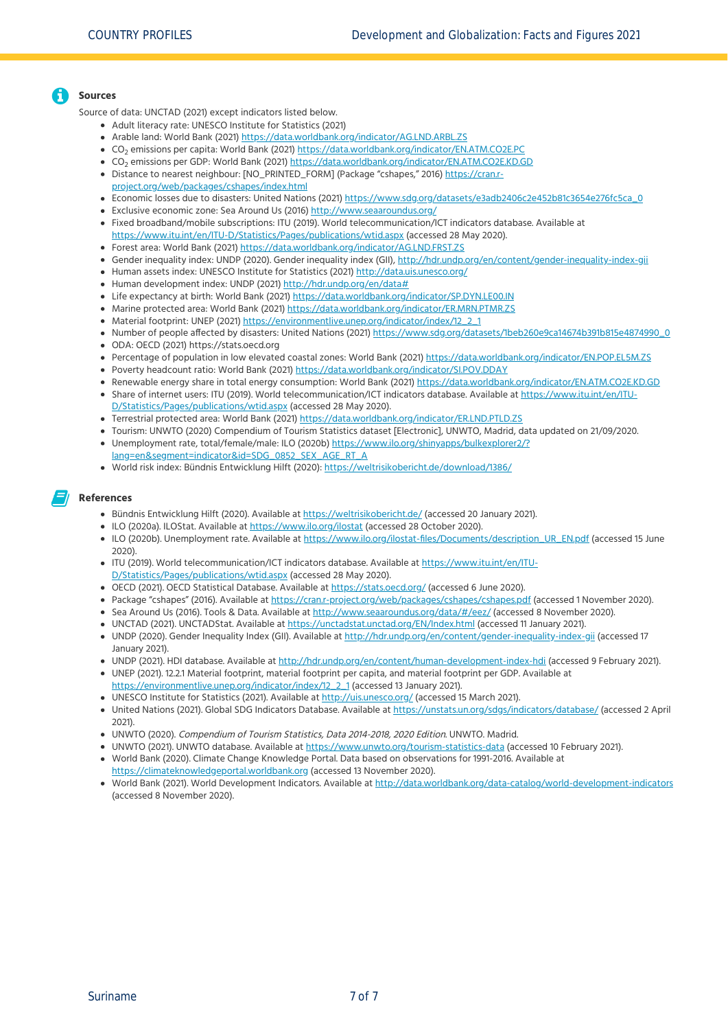## Sources

Source of data: UNCTAD (2021) except indicators listed below.

- Adult literacy rate: UNESCO Institute for Statistics (2021)
- Arable land: World Bank (2021) https://data.worldbank.org/indicator/AG.LND.ARBL.ZS
- $CO_2$ emissions per capita: World Bank (2021) https://data.worldbank.org/indicator/EN.ATM.CO2E.PC
- $CO_2$ emissions per GDP: World Bank (2021) https://data.worldbank.org/indicator/EN.ATM.CO2E.KD.GD
- Distance to nearest neighbour: [NO_PRINTED_FORM] (Package "cshapes," 2016) https://cran.r-project.org/web/packages/cshapes/index.html
- Economic losses due to disasters: United Nations (2021) https://www.sdg.org/datasets/e3adb2406c2e452b81c3654e276fc5ca_0
- Exclusive economic zone: Sea Around Us (2016) http://www.seaaroundus.org/
- Fixed broadband/mobile subscriptions: ITU (2019). World telecommunication/ICT indicators database. Available at https://www.itu.int/en/ITU-D/Statistics/Pages/publications/wtid.aspx (accessed 28 May 2020).
- Forest area: World Bank (2021) https://data.worldbank.org/indicator/AG.LND.FRST.ZS
- Gender inequality index: UNDP (2020). Gender inequality index (GII), http://hdr.undp.org/en/content/gender-inequality-index-gii
- Human assets index: UNESCO Institute for Statistics (2021) http://data.uis.unesco.org/
- Human development index: UNDP (2021) http://hdr.undp.org/en/data#
- Life expectancy at birth: World Bank (2021) https://data.worldbank.org/indicator/SP.DYN.LE00.IN
- Marine protected area: World Bank (2021) https://data.worldbank.org/indicator/ER.MRN.PTMR.ZS
- Material footprint: UNEP (2021) https://environmentlive.unep.org/indicator/index/12_2_1
- Number of people affected by disasters: United Nations (2021) https://www.sdg.org/datasets/1beb260e9ca14674b391b815e4874990_0
- ODA: OECD (2021) https://stats.oecd.org
- Percentage of population in low elevated coastal zones: World Bank (2021) https://data.worldbank.org/indicator/EN.POP.EL5M.ZS
- Poverty headcount ratio: World Bank (2021) https://data.worldbank.org/indicator/SI.POV.DDAY
- Renewable energy share in total energy consumption: World Bank (2021) https://data.worldbank.org/indicator/EN.ATM.CO2E.KD.GD
- Share of internet users: ITU (2019). World telecommunication/ICT indicators database. Available at https://www.itu.int/en/ITU-D/Statistics/Pages/publications/wtid.aspx (accessed 28 May 2020).
- Terrestrial protected area: World Bank (2021) https://data.worldbank.org/indicator/ER.LND.PTLD.ZS
- Tourism: UNWTO (2020) Compendium of Tourism Statistics dataset [Electronic], UNWTO, Madrid, data updated on 21/09/2020.
- Unemployment rate, total/female/male: ILO (2020b) https://www.ilo.org/shinyapps/bulkexplorer2/?lang=en&segment=indicator&id=SDG_0852_SEX_AGE_RT_A
- World risk index: Bündnis Entwicklung Hilft (2020): https://weltrisikobericht.de/download/1386/

## References

- Bündnis Entwicklung Hilft (2020). Available at https://weltrisikobericht.de/ (accessed 20 January 2021).
- ILO (2020a). ILOStat. Available at https://www.ilo.org/ilostat (accessed 28 October 2020).
- ILO (2020b). Unemployment rate. Available at https://www.ilo.org/ilostat-files/Documents/description_UR_EN.pdf (accessed 15 June 2020).
- ITU (2019). World telecommunication/ICT indicators database. Available at https://www.itu.int/en/ITU-D/Statistics/Pages/publications/wtid.aspx (accessed 28 May 2020).
- OECD (2021). OECD Statistical Database. Available at https://stats.oecd.org/ (accessed 6 June 2020).
- Package "cshapes" (2016). Available at https://cran.r-project.org/web/packages/cshapes/cshapes.pdf (accessed 1 November 2020).
- Sea Around Us (2016). Tools & Data. Available at http://www.seaaroundus.org/data/#/eez/ (accessed 8 November 2020).
- UNCTAD (2021). UNCTADStat. Available at https://unctadstat.unctad.org/EN/Index.html (accessed 11 January 2021).
- UNDP (2020). Gender Inequality Index (GII). Available at http://hdr.undp.org/en/content/gender-inequality-index-gii (accessed 17 January 2021).
- UNDP (2021). HDI database. Available at http://hdr.undp.org/en/content/human-development-index-hdi (accessed 9 February 2021).
- UNEP (2021). 12.2.1 Material footprint, material footprint per capita, and material footprint per GDP. Available at https://environmentlive.unep.org/indicator/index/12_2_1 (accessed 13 January 2021).
- UNESCO Institute for Statistics (2021). Available at http://uis.unesco.org/ (accessed 15 March 2021).
- United Nations (2021). Global SDG Indicators Database. Available at https://unstats.un.org/sdgs/indicators/database/ (accessed 2 April 2021).
- UNWTO (2020). *Compendium of Tourism Statistics, Data 2014-2018, 2020 Edition*. UNWTO. Madrid.
- UNWTO (2021). UNWTO database. Available at https://www.unwto.org/tourism-statistics-data (accessed 10 February 2021).
- World Bank (2020). Climate Change Knowledge Portal. Data based on observations for 1991-2016. Available at https://climateknowledgeportal.worldbank.org (accessed 13 November 2020).
- World Bank (2021). World Development Indicators. Available at http://data.worldbank.org/data-catalog/world-development-indicators (accessed 8 November 2020).